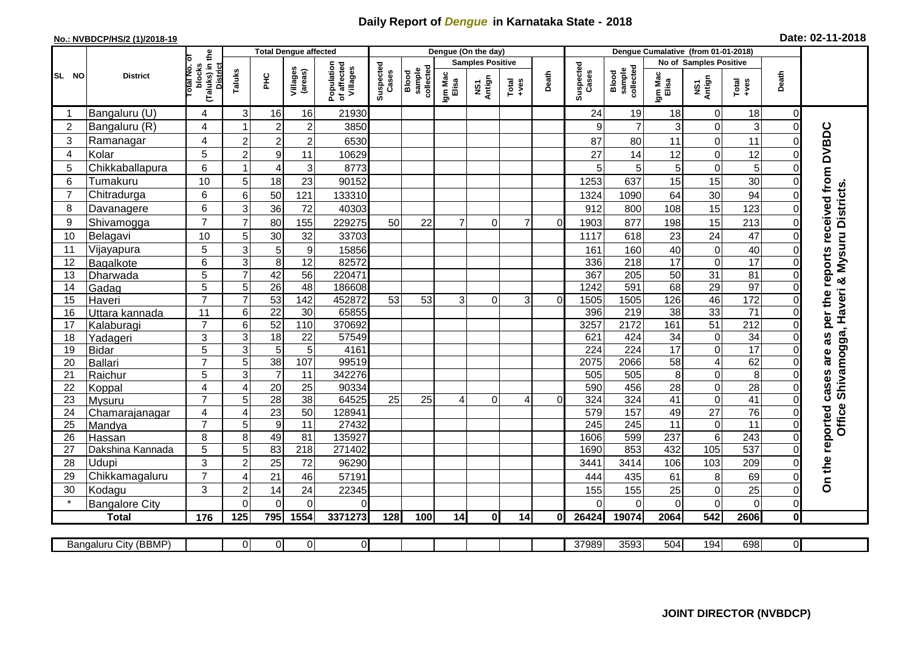# Daily Report of *Dengue* in Karnataka State - 2018

**No.: NVBDCP/HS/2 (1)/2018-19**

**Date: 02-11-2018**

| SL NO | District | Total No. of blocks (Taluks) in the District | Total Dengue affected | | | | Dengue (On the day) | | | | | | Dengue Cumalative (from 01-01-2018) | | | | | | |
|---|---|---|---|---|---|---|---|---|---|---|---|---|---|---|---|---|---|---|---|
| | | | Taluks | PHC | Villages (areas) | Population of affected Villages | Suspected Cases | Blood sample collected | Samples Positive | | | Death | Suspected Cases | Blood sample collected | No of Samples Positive | | | Death | |
| | | | | | | | | | Igm Mac Elisa | NS1 Antign | Total +ves | | | | Igm Mac Elisa | NS1 Antign | Total +ves | | |
| 1 | Bangaluru (U) | 4 | 3 | 16 | 16 | 21930 | | | | | | | 24 | 19 | 18 | 0 | 18 | 0 | On the reported cases are as per the reports received from DVBDC Office Shivamogga, Haveri & Mysuru Districts. |
| 2 | Bangaluru (R) | 4 | 1 | 2 | 2 | 3850 | | | | | | | 9 | 7 | 3 | 0 | 3 | 0 | |
| 3 | Ramanagar | 4 | 2 | 2 | 2 | 6530 | | | | | | | 87 | 80 | 11 | 0 | 11 | 0 | |
| 4 | Kolar | 5 | 2 | 9 | 11 | 10629 | | | | | | | 27 | 14 | 12 | 0 | 12 | 0 | |
| 5 | Chikkaballapura | 6 | 1 | 4 | 3 | 8773 | | | | | | | 5 | 5 | 5 | 0 | 5 | 0 | |
| 6 | Tumakuru | 10 | 5 | 18 | 23 | 90152 | | | | | | | 1253 | 637 | 15 | 15 | 30 | 0 | |
| 7 | Chitradurga | 6 | 6 | 50 | 121 | 133310 | | | | | | | 1324 | 1090 | 64 | 30 | 94 | 0 | |
| 8 | Davanagere | 6 | 3 | 36 | 72 | 40303 | | | | | | | 912 | 800 | 108 | 15 | 123 | 0 | |
| 9 | Shivamogga | 7 | 7 | 80 | 155 | 229275 | 50 | 22 | 7 | 0 | 7 | 0 | 1903 | 877 | 198 | 15 | 213 | 0 | |
| 10 | Belagavi | 10 | 5 | 30 | 32 | 33703 | | | | | | | 1117 | 618 | 23 | 24 | 47 | 0 | |
| 11 | Vijayapura | 5 | 3 | 5 | 9 | 15856 | | | | | | | 161 | 160 | 40 | 0 | 40 | 0 | |
| 12 | Bagalkote | 6 | 3 | 8 | 12 | 82572 | | | | | | | 336 | 218 | 17 | 0 | 17 | 0 | |
| 13 | Dharwada | 5 | 7 | 42 | 56 | 220471 | | | | | | | 367 | 205 | 50 | 31 | 81 | 0 | |
| 14 | Gadag | 5 | 5 | 26 | 48 | 186608 | | | | | | | 1242 | 591 | 68 | 29 | 97 | 0 | |
| 15 | Haveri | 7 | 7 | 53 | 142 | 452872 | 53 | 53 | 3 | 0 | 3 | 0 | 1505 | 1505 | 126 | 46 | 172 | 0 | |
| 16 | Uttara kannada | 11 | 6 | 22 | 30 | 65855 | | | | | | | 396 | 219 | 38 | 33 | 71 | 0 | |
| 17 | Kalaburagi | 7 | 6 | 52 | 110 | 370692 | | | | | | | 3257 | 2172 | 161 | 51 | 212 | 0 | |
| 18 | Yadageri | 3 | 3 | 18 | 22 | 57549 | | | | | | | 621 | 424 | 34 | 0 | 34 | 0 | |
| 19 | Bidar | 5 | 3 | 5 | 5 | 4161 | | | | | | | 224 | 224 | 17 | 0 | 17 | 0 | |
| 20 | Ballari | 7 | 5 | 38 | 107 | 99519 | | | | | | | 2075 | 2066 | 58 | 4 | 62 | 0 | |
| 21 | Raichur | 5 | 3 | 7 | 11 | 342276 | | | | | | | 505 | 505 | 8 | 0 | 8 | 0 | |
| 22 | Koppal | 4 | 4 | 20 | 25 | 90334 | | | | | | | 590 | 456 | 28 | 0 | 28 | 0 | |
| 23 | Mysuru | 7 | 5 | 28 | 38 | 64525 | 25 | 25 | 4 | 0 | 4 | 0 | 324 | 324 | 41 | 0 | 41 | 0 | |
| 24 | Chamarajanagar | 4 | 4 | 23 | 50 | 128941 | | | | | | | 579 | 157 | 49 | 27 | 76 | 0 | |
| 25 | Mandya | 7 | 5 | 9 | 11 | 27432 | | | | | | | 245 | 245 | 11 | 0 | 11 | 0 | |
| 26 | Hassan | 8 | 8 | 49 | 81 | 135927 | | | | | | | 1606 | 599 | 237 | 6 | 243 | 0 | |
| 27 | Dakshina Kannada | 5 | 5 | 83 | 218 | 271402 | | | | | | | 1690 | 853 | 432 | 105 | 537 | 0 | |
| 28 | Udupi | 3 | 2 | 25 | 72 | 96290 | | | | | | | 3441 | 3414 | 106 | 103 | 209 | 0 | |
| 29 | Chikkamagaluru | 7 | 4 | 21 | 46 | 57191 | | | | | | | 444 | 435 | 61 | 8 | 69 | 0 | |
| 30 | Kodagu | 3 | 2 | 14 | 24 | 22345 | | | | | | | 155 | 155 | 25 | 0 | 25 | 0 | |
| * | Bangalore City | | 0 | 0 | 0 | 0 | | | | | | | 0 | 0 | 0 | 0 | 0 | 0 | |
| | **Total** | **176** | **125** | **795** | **1554** | **3371273** | **128** | **100** | **14** | **0** | **14** | **0** | **26424** | **19074** | **2064** | **542** | **2606** | **0** | |

| Bangaluru City (BBMP) | | 0 | 0 | 0 | 0 | | | | | | | 37989 | 3593 | 504 | 194 | 698 | 0 | |
|---|---|---|---|---|---|---|---|---|---|---|---|---|---|---|---|---|---|---|

**JOINT DIRECTOR (NVBDCP)**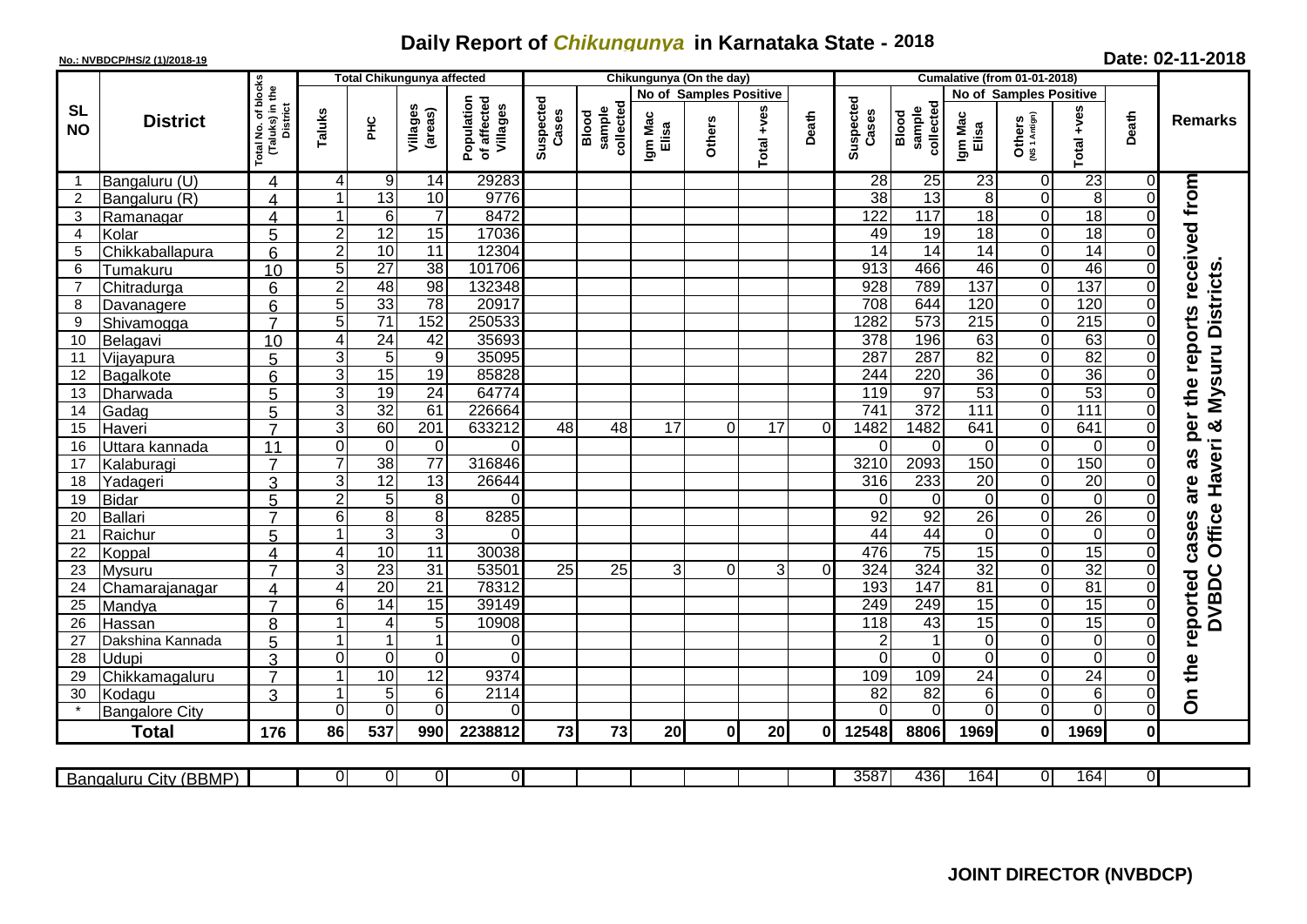# Daily Report of *Chikungunya* in Karnataka State - 2018

**No.: NVBDCP/HS/2 (1)/2018-19**

**Date: 02-11-2018**

| SL NO | District | Total No. of blocks (Taluks) in the District | Total Chikungunya affected | | | | Chikungunya (On the day) | | | | | | | Cumalative (from 01-01-2018) | | | | | | | Remarks |
|---|---|---|---|---|---|---|---|---|---|---|---|---|---|---|---|---|---|---|---|---|---|
| | | | Taluks | PHC | Villages (areas) | Population of affected Villages | Suspected Cases | Blood sample collected | No of Samples Positive | | | Death | Suspected Cases | Blood sample collected | No of Samples Positive | | | Death | |
| | | | | | | | | | Igm Mac Elisa | Others | Total +ves | | | | Igm Mac Elisa | Others (NS 1 Antign) | Total +ves | | |
| 1 | Bangaluru (U) | 4 | 4 | 9 | 14 | 29283 | | | | | | | 28 | 25 | 23 | 0 | 23 | 0 | On the reported cases are as per the reports received from DVBDC Office Haveri & Mysuru Districts. |
| 2 | Bangaluru (R) | 4 | 1 | 13 | 10 | 9776 | | | | | | | 38 | 13 | 8 | 0 | 8 | 0 | |
| 3 | Ramanagar | 4 | 1 | 6 | 7 | 8472 | | | | | | | 122 | 117 | 18 | 0 | 18 | 0 | |
| 4 | Kolar | 5 | 2 | 12 | 15 | 17036 | | | | | | | 49 | 19 | 18 | 0 | 18 | 0 | |
| 5 | Chikkaballapura | 6 | 2 | 10 | 11 | 12304 | | | | | | | 14 | 14 | 14 | 0 | 14 | 0 | |
| 6 | Tumakuru | 10 | 5 | 27 | 38 | 101706 | | | | | | | 913 | 466 | 46 | 0 | 46 | 0 | |
| 7 | Chitradurga | 6 | 2 | 48 | 98 | 132348 | | | | | | | 928 | 789 | 137 | 0 | 137 | 0 | |
| 8 | Davanagere | 6 | 5 | 33 | 78 | 20917 | | | | | | | 708 | 644 | 120 | 0 | 120 | 0 | |
| 9 | Shivamogga | 7 | 5 | 71 | 152 | 250533 | | | | | | | 1282 | 573 | 215 | 0 | 215 | 0 | |
| 10 | Belagavi | 10 | 4 | 24 | 42 | 35693 | | | | | | | 378 | 196 | 63 | 0 | 63 | 0 | |
| 11 | Vijayapura | 5 | 3 | 5 | 9 | 35095 | | | | | | | 287 | 287 | 82 | 0 | 82 | 0 | |
| 12 | Bagalkote | 6 | 3 | 15 | 19 | 85828 | | | | | | | 244 | 220 | 36 | 0 | 36 | 0 | |
| 13 | Dharwada | 5 | 3 | 19 | 24 | 64774 | | | | | | | 119 | 97 | 53 | 0 | 53 | 0 | |
| 14 | Gadag | 5 | 3 | 32 | 61 | 226664 | | | | | | | 741 | 372 | 111 | 0 | 111 | 0 | |
| 15 | Haveri | 7 | 3 | 60 | 201 | 633212 | 48 | 48 | 17 | 0 | 17 | 0 | 1482 | 1482 | 641 | 0 | 641 | 0 | |
| 16 | Uttara kannada | 11 | 0 | 0 | 0 | 0 | | | | | | | 0 | 0 | 0 | 0 | 0 | 0 | |
| 17 | Kalaburagi | 7 | 7 | 38 | 77 | 316846 | | | | | | | 3210 | 2093 | 150 | 0 | 150 | 0 | |
| 18 | Yadageri | 3 | 3 | 12 | 13 | 26644 | | | | | | | 316 | 233 | 20 | 0 | 20 | 0 | |
| 19 | Bidar | 5 | 2 | 5 | 8 | 0 | | | | | | | 0 | 0 | 0 | 0 | 0 | 0 | |
| 20 | Ballari | 7 | 6 | 8 | 8 | 8285 | | | | | | | 92 | 92 | 26 | 0 | 26 | 0 | |
| 21 | Raichur | 5 | 1 | 3 | 3 | 0 | | | | | | | 44 | 44 | 0 | 0 | 0 | 0 | |
| 22 | Koppal | 4 | 4 | 10 | 11 | 30038 | | | | | | | 476 | 75 | 15 | 0 | 15 | 0 | |
| 23 | Mysuru | 7 | 3 | 23 | 31 | 53501 | 25 | 25 | 3 | 0 | 3 | 0 | 324 | 324 | 32 | 0 | 32 | 0 | |
| 24 | Chamarajanagar | 4 | 4 | 20 | 21 | 78312 | | | | | | | 193 | 147 | 81 | 0 | 81 | 0 | |
| 25 | Mandya | 7 | 6 | 14 | 15 | 39149 | | | | | | | 249 | 249 | 15 | 0 | 15 | 0 | |
| 26 | Hassan | 8 | 1 | 4 | 5 | 10908 | | | | | | | 118 | 43 | 15 | 0 | 15 | 0 | |
| 27 | Dakshina Kannada | 5 | 1 | 1 | 1 | 0 | | | | | | | 2 | 1 | 0 | 0 | 0 | 0 | |
| 28 | Udupi | 3 | 0 | 0 | 0 | 0 | | | | | | | 0 | 0 | 0 | 0 | 0 | 0 | |
| 29 | Chikkamagaluru | 7 | 1 | 10 | 12 | 9374 | | | | | | | 109 | 109 | 24 | 0 | 24 | 0 | |
| 30 | Kodagu | 3 | 1 | 5 | 6 | 2114 | | | | | | | 82 | 82 | 6 | 0 | 6 | 0 | |
| * | Bangalore City | | 0 | 0 | 0 | 0 | | | | | | | 0 | 0 | 0 | 0 | 0 | 0 | |
| **Total** | | **176** | **86** | **537** | **990** | **2238812** | **73** | **73** | **20** | **0** | **20** | **0** | **12548** | **8806** | **1969** | **0** | **1969** | **0** | |

| | | | | | | | | | | | | | | | | | | |
|---|---|---|---|---|---|---|---|---|---|---|---|---|---|---|---|---|---|---|
| Bangaluru City (BBMP) | | 0 | 0 | 0 | 0 | | | | | | | 3587 | 436 | 164 | 0 | 164 | 0 | |

**JOINT DIRECTOR (NVBDCP)**